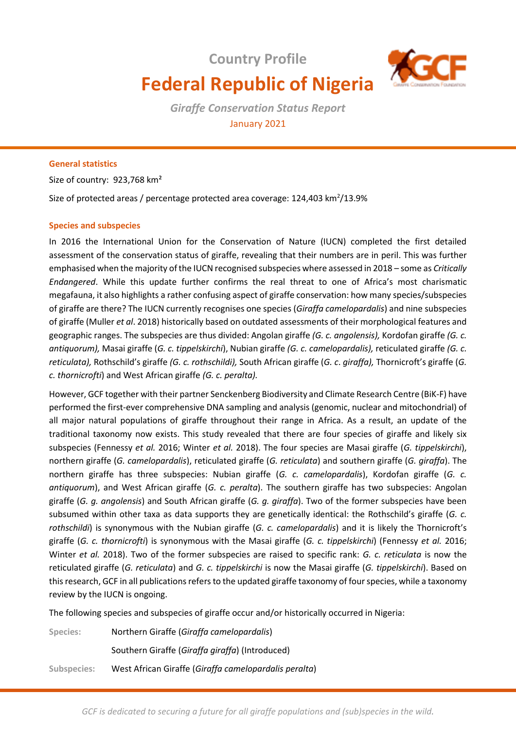# Country Profile

# Federal Republic of Nigeria

*Giraffe Conservation Status Report*

January 2021

## General statistics

Size of country: 923,768 km²

Size of protected areas / percentage protected area coverage: 124,403 km$^2$/13.9%

## Species and subspecies

In 2016 the International Union for the Conservation of Nature (IUCN) completed the first detailed assessment of the conservation status of giraffe, revealing that their numbers are in peril. This was further emphasised when the majority of the IUCN recognised subspecies where assessed in 2018 – some as *Critically Endangered*. While this update further confirms the real threat to one of Africa's most charismatic megafauna, it also highlights a rather confusing aspect of giraffe conservation: how many species/subspecies of giraffe are there? The IUCN currently recognises one species (*Giraffa camelopardalis*) and nine subspecies of giraffe (Muller *et al*. 2018) historically based on outdated assessments of their morphological features and geographic ranges. The subspecies are thus divided: Angolan giraffe *(G. c. angolensis),* Kordofan giraffe *(G. c. antiquorum),* Masai giraffe (*G. c. tippelskirchi*), Nubian giraffe *(G. c. camelopardalis),* reticulated giraffe *(G. c. reticulata),* Rothschild's giraffe *(G. c. rothschildi),* South African giraffe (*G. c*. *giraffa),* Thornicroft's giraffe (*G. c. thornicrofti*) and West African giraffe *(G. c. peralta).*

However, GCF together with their partner Senckenberg Biodiversity and Climate Research Centre (BiK-F) have performed the first-ever comprehensive DNA sampling and analysis (genomic, nuclear and mitochondrial) of all major natural populations of giraffe throughout their range in Africa. As a result, an update of the traditional taxonomy now exists. This study revealed that there are four species of giraffe and likely six subspecies (Fennessy *et al.* 2016; Winter *et al.* 2018). The four species are Masai giraffe (*G. tippelskirchi*), northern giraffe (*G. camelopardalis*), reticulated giraffe (*G. reticulata*) and southern giraffe (*G. giraffa*). The northern giraffe has three subspecies: Nubian giraffe (*G. c. camelopardalis*), Kordofan giraffe *(G. c. antiquorum*), and West African giraffe (*G. c. peralta*). The southern giraffe has two subspecies: Angolan giraffe (*G. g. angolensis*) and South African giraffe (*G. g. giraffa*). Two of the former subspecies have been subsumed within other taxa as data supports they are genetically identical: the Rothschild's giraffe (*G. c. rothschildi*) is synonymous with the Nubian giraffe (*G. c. camelopardalis*) and it is likely the Thornicroft's giraffe (*G. c. thornicrofti*) is synonymous with the Masai giraffe (*G. c. tippelskirchi*) (Fennessy *et al.* 2016; Winter *et al.* 2018). Two of the former subspecies are raised to specific rank: *G. c. reticulata* is now the reticulated giraffe (*G. reticulata*) and *G. c. tippelskirchi* is now the Masai giraffe (*G. tippelskirchi*). Based on this research, GCF in all publications refers to the updated giraffe taxonomy of four species, while a taxonomy review by the IUCN is ongoing.

The following species and subspecies of giraffe occur and/or historically occurred in Nigeria:

**Species:** Northern Giraffe (*Giraffa camelopardalis*)

Southern Giraffe (*Giraffa giraffa*) (Introduced)

**Subspecies:** West African Giraffe (*Giraffa camelopardalis peralta*)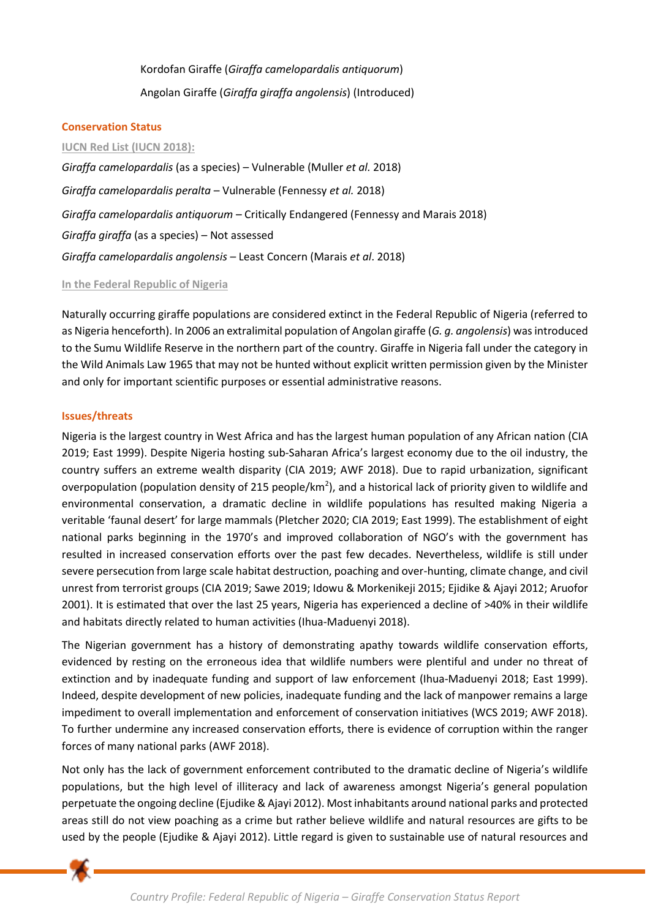Kordofan Giraffe (*Giraffa camelopardalis antiquorum*)

Angolan Giraffe (*Giraffa giraffa angolensis*) (Introduced)

## Conservation Status

### IUCN Red List (IUCN 2018):

*Giraffa camelopardalis* (as a species) – Vulnerable (Muller *et al.* 2018)

*Giraffa camelopardalis peralta* – Vulnerable (Fennessy *et al.* 2018)

*Giraffa camelopardalis antiquorum* – Critically Endangered (Fennessy and Marais 2018)

*Giraffa giraffa* (as a species) – Not assessed

*Giraffa camelopardalis angolensis* – Least Concern (Marais *et al*. 2018)

### In the Federal Republic of Nigeria

Naturally occurring giraffe populations are considered extinct in the Federal Republic of Nigeria (referred to as Nigeria henceforth). In 2006 an extralimital population of Angolan giraffe (*G. g. angolensis*) was introduced to the Sumu Wildlife Reserve in the northern part of the country. Giraffe in Nigeria fall under the category in the Wild Animals Law 1965 that may not be hunted without explicit written permission given by the Minister and only for important scientific purposes or essential administrative reasons.

## Issues/threats

Nigeria is the largest country in West Africa and has the largest human population of any African nation (CIA 2019; East 1999). Despite Nigeria hosting sub-Saharan Africa's largest economy due to the oil industry, the country suffers an extreme wealth disparity (CIA 2019; AWF 2018). Due to rapid urbanization, significant overpopulation (population density of 215 people/km$^2$), and a historical lack of priority given to wildlife and environmental conservation, a dramatic decline in wildlife populations has resulted making Nigeria a veritable 'faunal desert' for large mammals (Pletcher 2020; CIA 2019; East 1999). The establishment of eight national parks beginning in the 1970's and improved collaboration of NGO's with the government has resulted in increased conservation efforts over the past few decades. Nevertheless, wildlife is still under severe persecution from large scale habitat destruction, poaching and over-hunting, climate change, and civil unrest from terrorist groups (CIA 2019; Sawe 2019; Idowu & Morkenikeji 2015; Ejidike & Ajayi 2012; Aruofor 2001). It is estimated that over the last 25 years, Nigeria has experienced a decline of >40% in their wildlife and habitats directly related to human activities (Ihua-Maduenyi 2018).

The Nigerian government has a history of demonstrating apathy towards wildlife conservation efforts, evidenced by resting on the erroneous idea that wildlife numbers were plentiful and under no threat of extinction and by inadequate funding and support of law enforcement (Ihua-Maduenyi 2018; East 1999). Indeed, despite development of new policies, inadequate funding and the lack of manpower remains a large impediment to overall implementation and enforcement of conservation initiatives (WCS 2019; AWF 2018). To further undermine any increased conservation efforts, there is evidence of corruption within the ranger forces of many national parks (AWF 2018).

Not only has the lack of government enforcement contributed to the dramatic decline of Nigeria's wildlife populations, but the high level of illiteracy and lack of awareness amongst Nigeria's general population perpetuate the ongoing decline (Ejudike & Ajayi 2012). Most inhabitants around national parks and protected areas still do not view poaching as a crime but rather believe wildlife and natural resources are gifts to be used by the people (Ejudike & Ajayi 2012). Little regard is given to sustainable use of natural resources and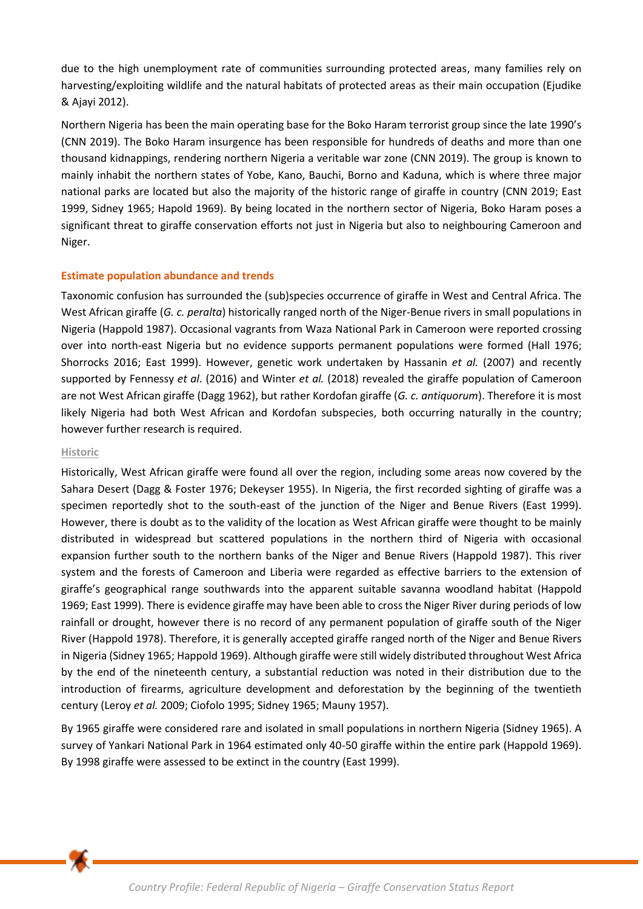due to the high unemployment rate of communities surrounding protected areas, many families rely on harvesting/exploiting wildlife and the natural habitats of protected areas as their main occupation (Ejudike & Ajayi 2012).

Northern Nigeria has been the main operating base for the Boko Haram terrorist group since the late 1990's (CNN 2019). The Boko Haram insurgence has been responsible for hundreds of deaths and more than one thousand kidnappings, rendering northern Nigeria a veritable war zone (CNN 2019). The group is known to mainly inhabit the northern states of Yobe, Kano, Bauchi, Borno and Kaduna, which is where three major national parks are located but also the majority of the historic range of giraffe in country (CNN 2019; East 1999, Sidney 1965; Hapold 1969). By being located in the northern sector of Nigeria, Boko Haram poses a significant threat to giraffe conservation efforts not just in Nigeria but also to neighbouring Cameroon and Niger.

## Estimate population abundance and trends

Taxonomic confusion has surrounded the (sub)species occurrence of giraffe in West and Central Africa. The West African giraffe (*G. c. peralta*) historically ranged north of the Niger-Benue rivers in small populations in Nigeria (Happold 1987). Occasional vagrants from Waza National Park in Cameroon were reported crossing over into north-east Nigeria but no evidence supports permanent populations were formed (Hall 1976; Shorrocks 2016; East 1999). However, genetic work undertaken by Hassanin *et al.* (2007) and recently supported by Fennessy *et al*. (2016) and Winter *et al.* (2018) revealed the giraffe population of Cameroon are not West African giraffe (Dagg 1962), but rather Kordofan giraffe (*G. c. antiquorum*). Therefore it is most likely Nigeria had both West African and Kordofan subspecies, both occurring naturally in the country; however further research is required.

### Historic

Historically, West African giraffe were found all over the region, including some areas now covered by the Sahara Desert (Dagg & Foster 1976; Dekeyser 1955). In Nigeria, the first recorded sighting of giraffe was a specimen reportedly shot to the south-east of the junction of the Niger and Benue Rivers (East 1999). However, there is doubt as to the validity of the location as West African giraffe were thought to be mainly distributed in widespread but scattered populations in the northern third of Nigeria with occasional expansion further south to the northern banks of the Niger and Benue Rivers (Happold 1987). This river system and the forests of Cameroon and Liberia were regarded as effective barriers to the extension of giraffe's geographical range southwards into the apparent suitable savanna woodland habitat (Happold 1969; East 1999). There is evidence giraffe may have been able to cross the Niger River during periods of low rainfall or drought, however there is no record of any permanent population of giraffe south of the Niger River (Happold 1978). Therefore, it is generally accepted giraffe ranged north of the Niger and Benue Rivers in Nigeria (Sidney 1965; Happold 1969). Although giraffe were still widely distributed throughout West Africa by the end of the nineteenth century, a substantial reduction was noted in their distribution due to the introduction of firearms, agriculture development and deforestation by the beginning of the twentieth century (Leroy *et al.* 2009; Ciofolo 1995; Sidney 1965; Mauny 1957).

By 1965 giraffe were considered rare and isolated in small populations in northern Nigeria (Sidney 1965). A survey of Yankari National Park in 1964 estimated only 40-50 giraffe within the entire park (Happold 1969). By 1998 giraffe were assessed to be extinct in the country (East 1999).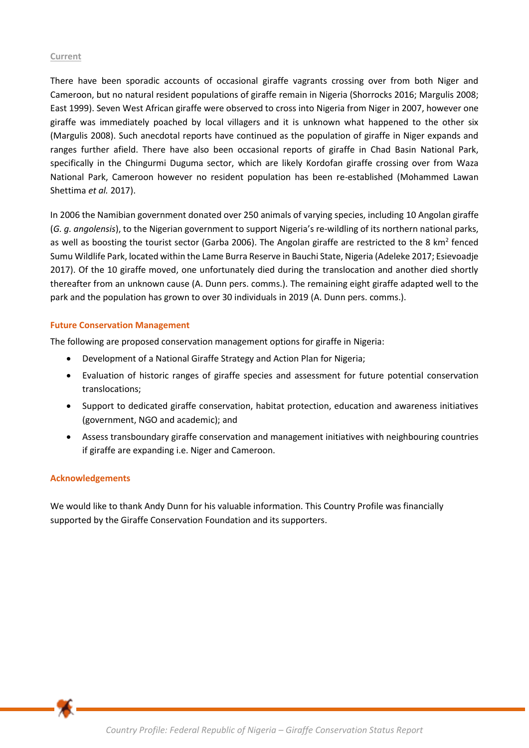#### Current

There have been sporadic accounts of occasional giraffe vagrants crossing over from both Niger and Cameroon, but no natural resident populations of giraffe remain in Nigeria (Shorrocks 2016; Margulis 2008; East 1999). Seven West African giraffe were observed to cross into Nigeria from Niger in 2007, however one giraffe was immediately poached by local villagers and it is unknown what happened to the other six (Margulis 2008). Such anecdotal reports have continued as the population of giraffe in Niger expands and ranges further afield. There have also been occasional reports of giraffe in Chad Basin National Park, specifically in the Chingurmi Duguma sector, which are likely Kordofan giraffe crossing over from Waza National Park, Cameroon however no resident population has been re-established (Mohammed Lawan Shettima *et al.* 2017).

In 2006 the Namibian government donated over 250 animals of varying species, including 10 Angolan giraffe (*G. g. angolensis*), to the Nigerian government to support Nigeria's re-wilding of its northern national parks, as well as boosting the tourist sector (Garba 2006). The Angolan giraffe are restricted to the 8 km$^2$ fenced Sumu Wildlife Park, located within the Lame Burra Reserve in Bauchi State, Nigeria (Adeleke 2017; Esievoadje 2017). Of the 10 giraffe moved, one unfortunately died during the translocation and another died shortly thereafter from an unknown cause (A. Dunn pers. comms.). The remaining eight giraffe adapted well to the park and the population has grown to over 30 individuals in 2019 (A. Dunn pers. comms.).

### Future Conservation Management

The following are proposed conservation management options for giraffe in Nigeria:

- Development of a National Giraffe Strategy and Action Plan for Nigeria;
- Evaluation of historic ranges of giraffe species and assessment for future potential conservation translocations;
- Support to dedicated giraffe conservation, habitat protection, education and awareness initiatives (government, NGO and academic); and
- Assess transboundary giraffe conservation and management initiatives with neighbouring countries if giraffe are expanding i.e. Niger and Cameroon.

### Acknowledgements

We would like to thank Andy Dunn for his valuable information. This Country Profile was financially supported by the Giraffe Conservation Foundation and its supporters.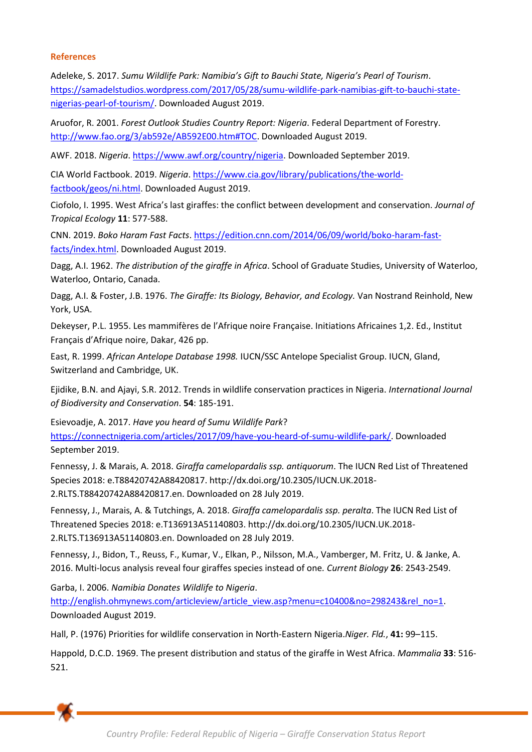## References

Adeleke, S. 2017. *Sumu Wildlife Park: Namibia's Gift to Bauchi State, Nigeria's Pearl of Tourism*. https://samadelstudios.wordpress.com/2017/05/28/sumu-wildlife-park-namibias-gift-to-bauchi-state-nigerias-pearl-of-tourism/. Downloaded August 2019.

Aruofor, R. 2001. *Forest Outlook Studies Country Report: Nigeria*. Federal Department of Forestry. http://www.fao.org/3/ab592e/AB592E00.htm#TOC. Downloaded August 2019.

AWF. 2018. *Nigeria*. https://www.awf.org/country/nigeria. Downloaded September 2019.

CIA World Factbook. 2019. *Nigeria*. https://www.cia.gov/library/publications/the-world-factbook/geos/ni.html. Downloaded August 2019.

Ciofolo, I. 1995. West Africa's last giraffes: the conflict between development and conservation. *Journal of Tropical Ecology* **11**: 577-588.

CNN. 2019. *Boko Haram Fast Facts*. https://edition.cnn.com/2014/06/09/world/boko-haram-fast-facts/index.html. Downloaded August 2019.

Dagg, A.I. 1962. *The distribution of the giraffe in Africa*. School of Graduate Studies, University of Waterloo, Waterloo, Ontario, Canada.

Dagg, A.I. & Foster, J.B. 1976. *The Giraffe: Its Biology, Behavior, and Ecology.* Van Nostrand Reinhold, New York, USA.

Dekeyser, P.L. 1955. Les mammifères de l'Afrique noire Française. Initiations Africaines 1,2. Ed., Institut Français d'Afrique noire, Dakar, 426 pp.

East, R. 1999. *African Antelope Database 1998.* IUCN/SSC Antelope Specialist Group. IUCN, Gland, Switzerland and Cambridge, UK.

Ejidike, B.N. and Ajayi, S.R. 2012. Trends in wildlife conservation practices in Nigeria. *International Journal of Biodiversity and Conservation*. **54**: 185-191.

Esievoadje, A. 2017. *Have you heard of Sumu Wildlife Park*? https://connectnigeria.com/articles/2017/09/have-you-heard-of-sumu-wildlife-park/. Downloaded September 2019.

Fennessy, J. & Marais, A. 2018. *Giraffa camelopardalis ssp. antiquorum*. The IUCN Red List of Threatened Species 2018: e.T88420742A88420817. http://dx.doi.org/10.2305/IUCN.UK.2018-2.RLTS.T88420742A88420817.en. Downloaded on 28 July 2019.

Fennessy, J., Marais, A. & Tutchings, A. 2018. *Giraffa camelopardalis ssp. peralta*. The IUCN Red List of Threatened Species 2018: e.T136913A51140803. http://dx.doi.org/10.2305/IUCN.UK.2018-2.RLTS.T136913A51140803.en. Downloaded on 28 July 2019.

Fennessy, J., Bidon, T., Reuss, F., Kumar, V., Elkan, P., Nilsson, M.A., Vamberger, M. Fritz, U. & Janke, A. 2016. Multi-locus analysis reveal four giraffes species instead of one. *Current Biology* **26**: 2543-2549.

Garba, I. 2006. *Namibia Donates Wildlife to Nigeria*. http://english.ohmynews.com/articleview/article_view.asp?menu=c10400&no=298243&rel_no=1. Downloaded August 2019.

Hall, P. (1976) Priorities for wildlife conservation in North-Eastern Nigeria.*Niger. Fld.*, **41:** 99–115.

Happold, D.C.D. 1969. The present distribution and status of the giraffe in West Africa. *Mammalia* **33**: 516-521.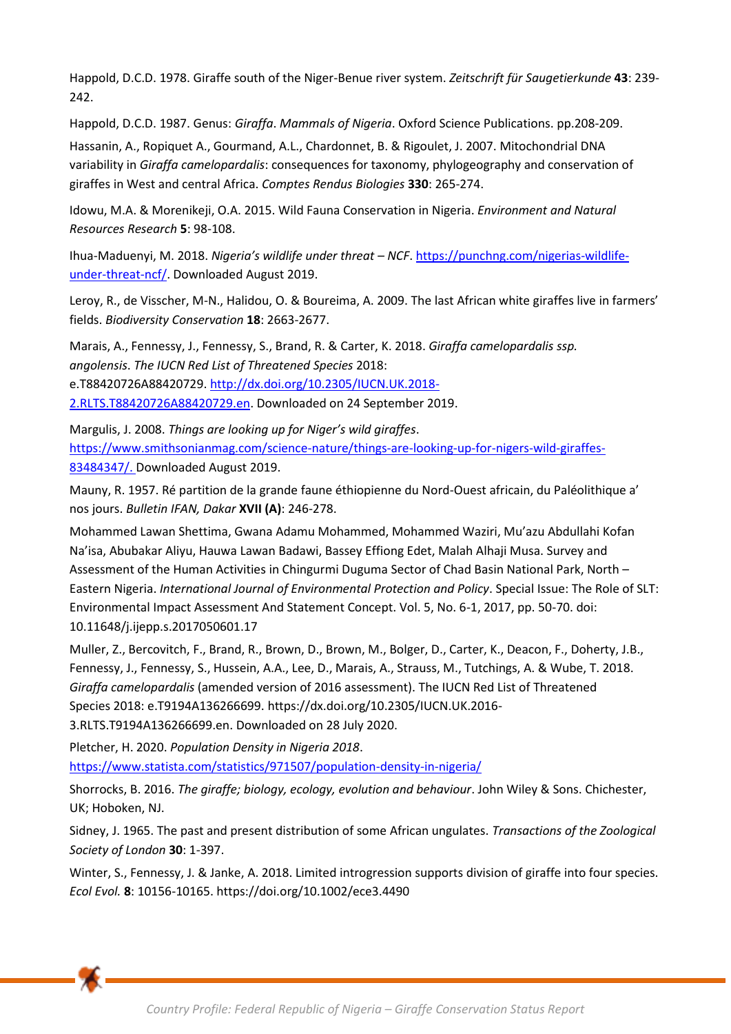Happold, D.C.D. 1978. Giraffe south of the Niger-Benue river system. *Zeitschrift für Saugetierkunde* **43**: 239-242.

Happold, D.C.D. 1987. Genus: *Giraffa*. *Mammals of Nigeria*. Oxford Science Publications. pp.208-209.

Hassanin, A., Ropiquet A., Gourmand, A.L., Chardonnet, B. & Rigoulet, J. 2007. Mitochondrial DNA variability in *Giraffa camelopardalis*: consequences for taxonomy, phylogeography and conservation of giraffes in West and central Africa. *Comptes Rendus Biologies* **330**: 265-274.

Idowu, M.A. & Morenikeji, O.A. 2015. Wild Fauna Conservation in Nigeria. *Environment and Natural Resources Research* **5**: 98-108.

Ihua-Maduenyi, M. 2018. *Nigeria's wildlife under threat – NCF*. https://punchng.com/nigerias-wildlife-under-threat-ncf/. Downloaded August 2019.

Leroy, R., de Visscher, M-N., Halidou, O. & Boureima, A. 2009. The last African white giraffes live in farmers' fields. *Biodiversity Conservation* **18**: 2663-2677.

Marais, A., Fennessy, J., Fennessy, S., Brand, R. & Carter, K. 2018. *Giraffa camelopardalis ssp. angolensis*. *The IUCN Red List of Threatened Species* 2018: e.T88420726A88420729. http://dx.doi.org/10.2305/IUCN.UK.2018-2.RLTS.T88420726A88420729.en. Downloaded on 24 September 2019.

Margulis, J. 2008. *Things are looking up for Niger's wild giraffes*. https://www.smithsonianmag.com/science-nature/things-are-looking-up-for-nigers-wild-giraffes-83484347/. Downloaded August 2019.

Mauny, R. 1957. Ré partition de la grande faune éthiopienne du Nord-Ouest africain, du Paléolithique a' nos jours. *Bulletin IFAN, Dakar* **XVII (A)**: 246-278.

Mohammed Lawan Shettima, Gwana Adamu Mohammed, Mohammed Waziri, Mu'azu Abdullahi Kofan Na'isa, Abubakar Aliyu, Hauwa Lawan Badawi, Bassey Effiong Edet, Malah Alhaji Musa. Survey and Assessment of the Human Activities in Chingurmi Duguma Sector of Chad Basin National Park, North – Eastern Nigeria. *International Journal of Environmental Protection and Policy*. Special Issue: The Role of SLT: Environmental Impact Assessment And Statement Concept. Vol. 5, No. 6-1, 2017, pp. 50-70. doi: 10.11648/j.ijepp.s.2017050601.17

Muller, Z., Bercovitch, F., Brand, R., Brown, D., Brown, M., Bolger, D., Carter, K., Deacon, F., Doherty, J.B., Fennessy, J., Fennessy, S., Hussein, A.A., Lee, D., Marais, A., Strauss, M., Tutchings, A. & Wube, T. 2018. *Giraffa camelopardalis* (amended version of 2016 assessment). The IUCN Red List of Threatened Species 2018: e.T9194A136266699. https://dx.doi.org/10.2305/IUCN.UK.2016-3.RLTS.T9194A136266699.en. Downloaded on 28 July 2020.

Pletcher, H. 2020. *Population Density in Nigeria 2018*. https://www.statista.com/statistics/971507/population-density-in-nigeria/

Shorrocks, B. 2016. *The giraffe; biology, ecology, evolution and behaviour*. John Wiley & Sons. Chichester, UK; Hoboken, NJ.

Sidney, J. 1965. The past and present distribution of some African ungulates. *Transactions of the Zoological Society of London* **30**: 1-397.

Winter, S., Fennessy, J. & Janke, A. 2018. Limited introgression supports division of giraffe into four species. *Ecol Evol.* **8**: 10156-10165. https://doi.org/10.1002/ece3.4490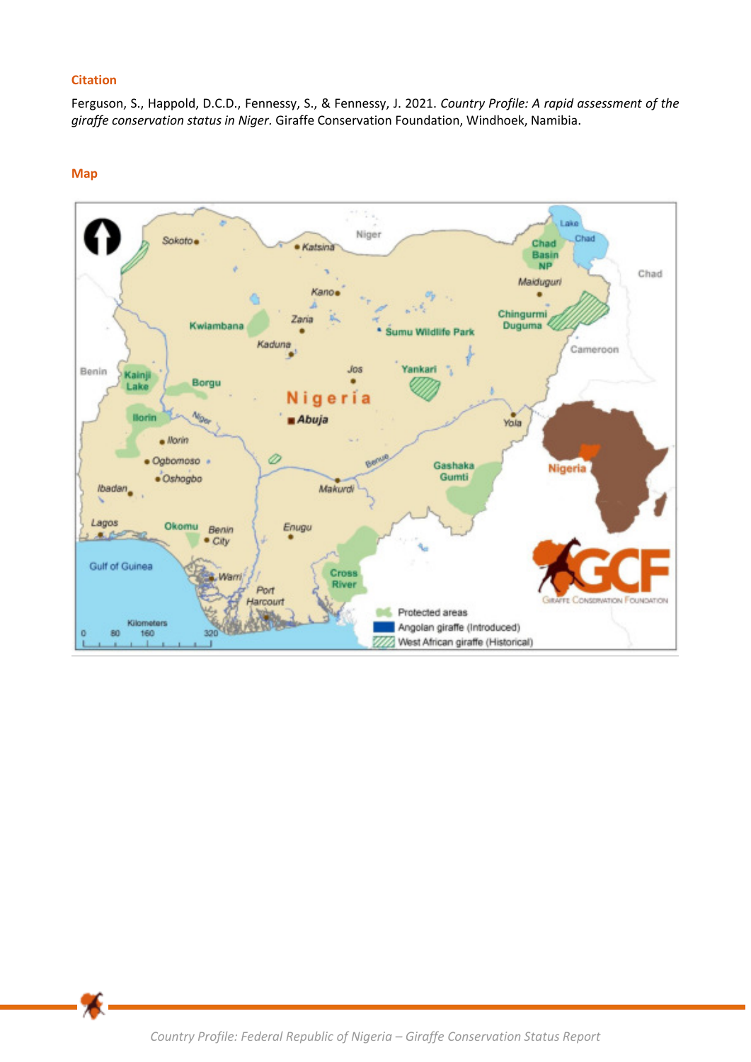### Citation

Ferguson, S., Happold, D.C.D., Fennessy, S., & Fennessy, J. 2021. *Country Profile: A rapid assessment of the giraffe conservation status in Niger*. Giraffe Conservation Foundation, Windhoek, Namibia.

### Map

Sokoto
Katsina
Niger
Lake Chad
Chad Basin NP
Chad
Maiduguri
Kano
Kwiambana
Zaria
Chingurmi Duguma
Sumu Wildlife Park
Kaduna
Cameroon
Benin
Kainji Lake
Jos
Yankari
Borgu
Nigeria
Abuja
Ilorin
Niger
Yola
Ilorin
Ogbomoso
Benue
Gashaka Gumti
Oshogbo
Ibadan
Makurdi
Nigeria
Lagos
Okomu
Benin City
Enugu
Gulf of Guinea
Warri
Cross River
Port Harcourt
Kilometers
0 80 160 320
Protected areas
Angolan giraffe (Introduced)
West African giraffe (Historical)
GCF
Giraffe Conservation Foundation